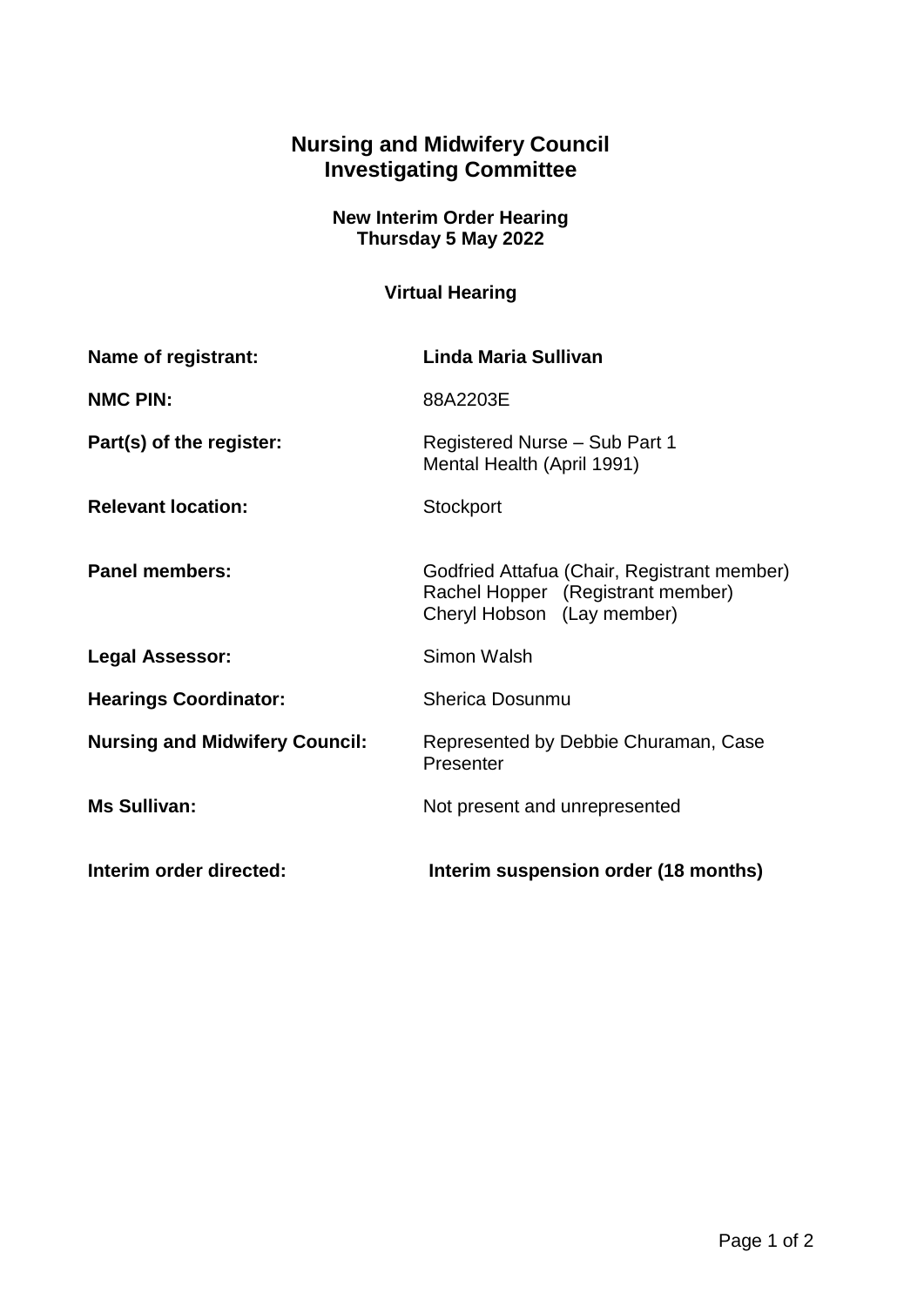# Nursing and Midwifery Council
# Investigating Committee

### New Interim Order Hearing
### Thursday 5 May 2022

### Virtual Hearing

| | |
|---|---|
| **Name of registrant:** | **Linda Maria Sullivan** |
| **NMC PIN:** | 88A2203E |
| **Part(s) of the register:** | Registered Nurse – Sub Part 1<br>Mental Health (April 1991) |
| **Relevant location:** | Stockport |
| **Panel members:** | Godfried Attafua (Chair, Registrant member)<br>Rachel Hopper (Registrant member)<br>Cheryl Hobson (Lay member) |
| **Legal Assessor:** | Simon Walsh |
| **Hearings Coordinator:** | Sherica Dosunmu |
| **Nursing and Midwifery Council:** | Represented by Debbie Churaman, Case Presenter |
| **Ms Sullivan:** | Not present and unrepresented |
| **Interim order directed:** | **Interim suspension order (18 months)** |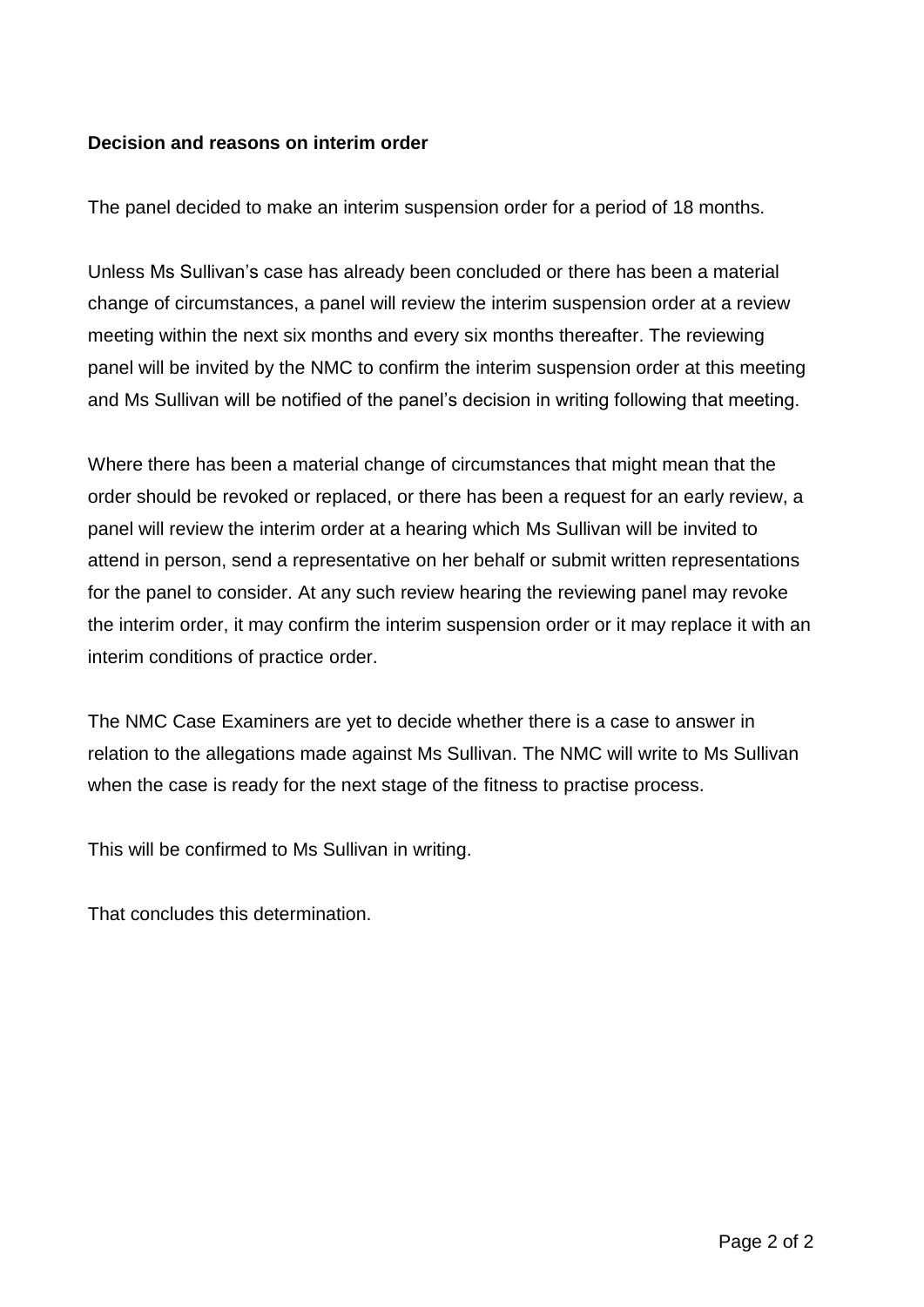**Decision and reasons on interim order**

The panel decided to make an interim suspension order for a period of 18 months.

Unless Ms Sullivan's case has already been concluded or there has been a material change of circumstances, a panel will review the interim suspension order at a review meeting within the next six months and every six months thereafter. The reviewing panel will be invited by the NMC to confirm the interim suspension order at this meeting and Ms Sullivan will be notified of the panel's decision in writing following that meeting.

Where there has been a material change of circumstances that might mean that the order should be revoked or replaced, or there has been a request for an early review, a panel will review the interim order at a hearing which Ms Sullivan will be invited to attend in person, send a representative on her behalf or submit written representations for the panel to consider. At any such review hearing the reviewing panel may revoke the interim order, it may confirm the interim suspension order or it may replace it with an interim conditions of practice order.

The NMC Case Examiners are yet to decide whether there is a case to answer in relation to the allegations made against Ms Sullivan. The NMC will write to Ms Sullivan when the case is ready for the next stage of the fitness to practise process.

This will be confirmed to Ms Sullivan in writing.

That concludes this determination.